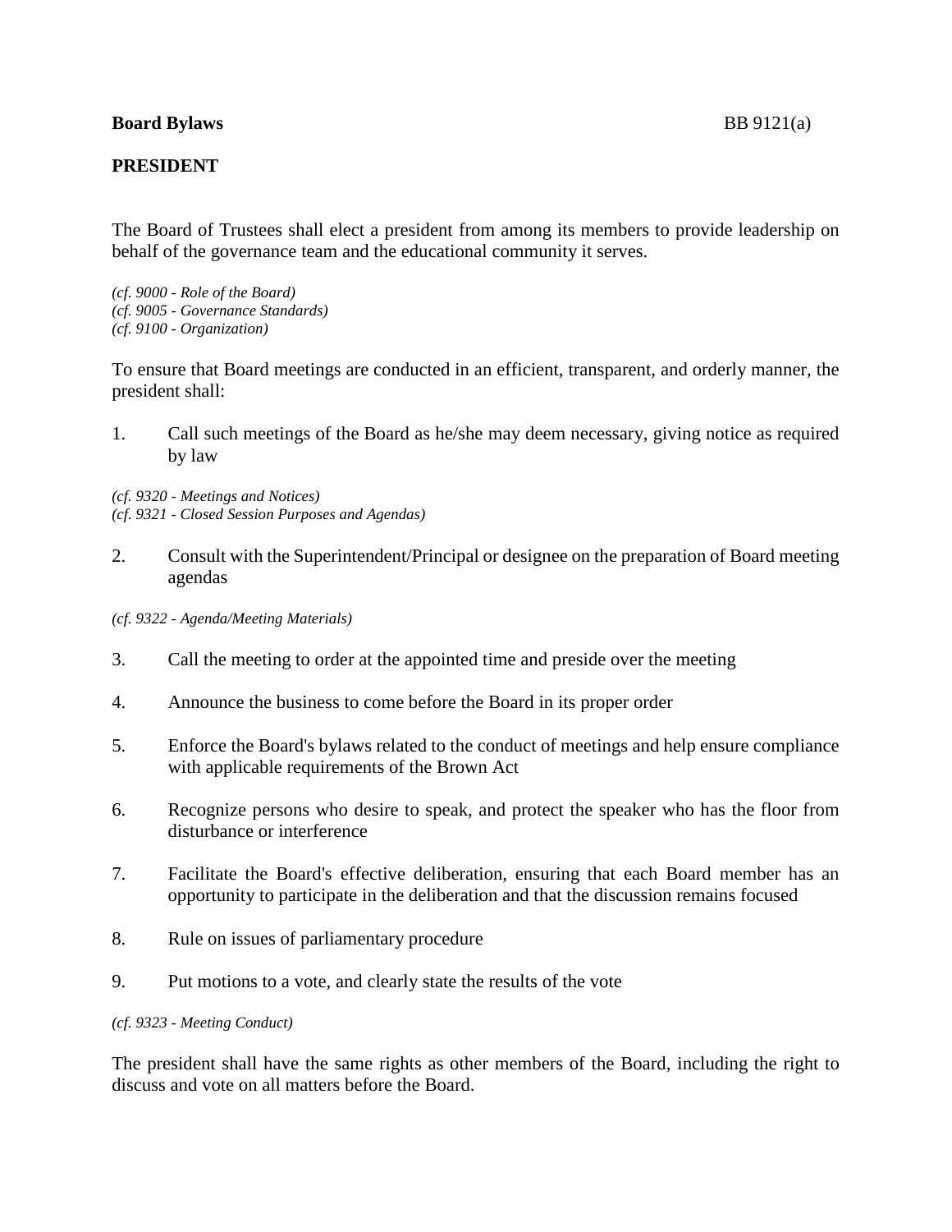**Board Bylaws** BB 9121(a)

## PRESIDENT

The Board of Trustees shall elect a president from among its members to provide leadership on behalf of the governance team and the educational community it serves.

*(cf. 9000 - Role of the Board)*
*(cf. 9005 - Governance Standards)*
*(cf. 9100 - Organization)*

To ensure that Board meetings are conducted in an efficient, transparent, and orderly manner, the president shall:

1. Call such meetings of the Board as he/she may deem necessary, giving notice as required by law

*(cf. 9320 - Meetings and Notices)*
*(cf. 9321 - Closed Session Purposes and Agendas)*

2. Consult with the Superintendent/Principal or designee on the preparation of Board meeting agendas

*(cf. 9322 - Agenda/Meeting Materials)*

3. Call the meeting to order at the appointed time and preside over the meeting

4. Announce the business to come before the Board in its proper order

5. Enforce the Board's bylaws related to the conduct of meetings and help ensure compliance with applicable requirements of the Brown Act

6. Recognize persons who desire to speak, and protect the speaker who has the floor from disturbance or interference

7. Facilitate the Board's effective deliberation, ensuring that each Board member has an opportunity to participate in the deliberation and that the discussion remains focused

8. Rule on issues of parliamentary procedure

9. Put motions to a vote, and clearly state the results of the vote

*(cf. 9323 - Meeting Conduct)*

The president shall have the same rights as other members of the Board, including the right to discuss and vote on all matters before the Board.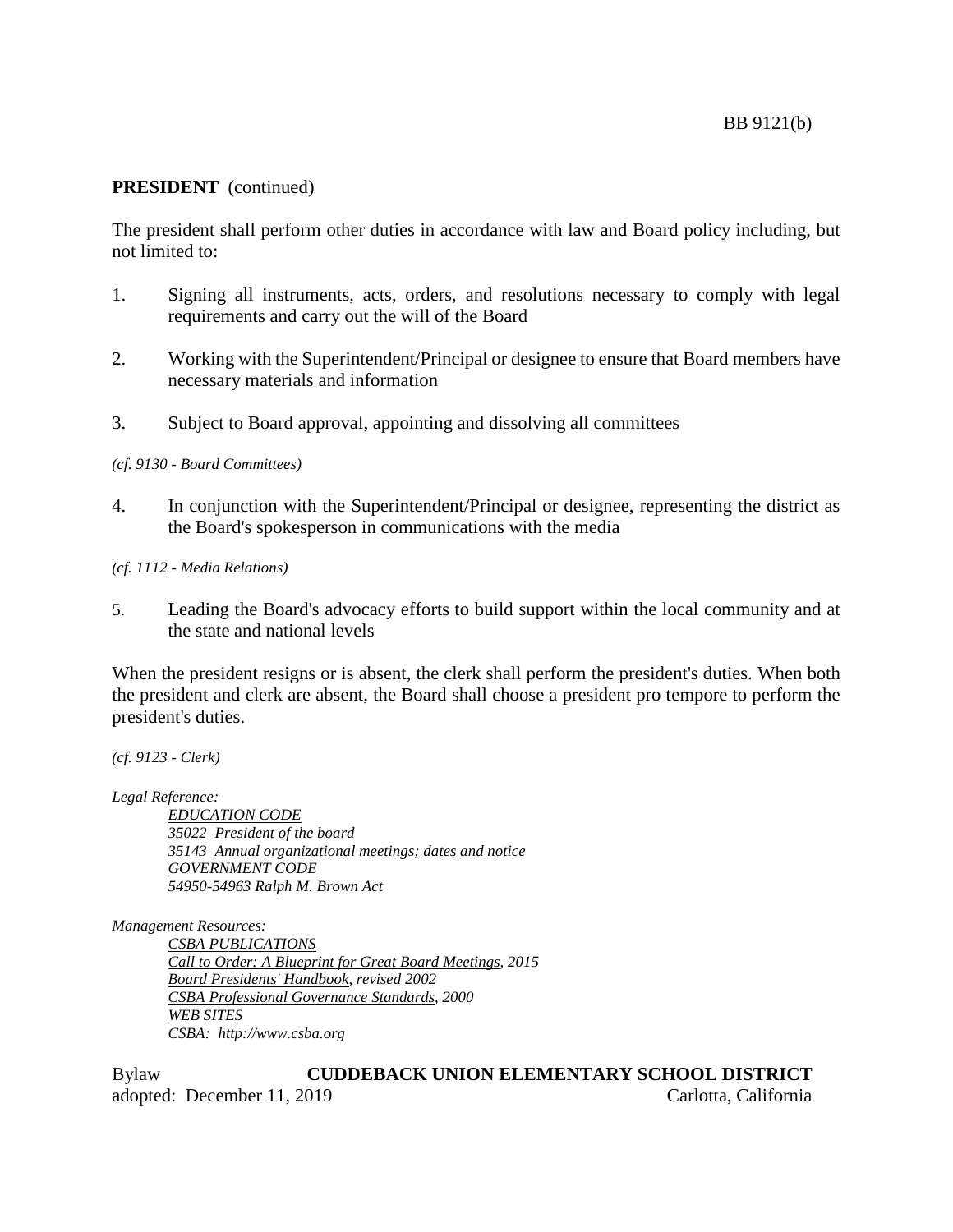**PRESIDENT** (continued)

The president shall perform other duties in accordance with law and Board policy including, but not limited to:

1. Signing all instruments, acts, orders, and resolutions necessary to comply with legal requirements and carry out the will of the Board

2. Working with the Superintendent/Principal or designee to ensure that Board members have necessary materials and information

3. Subject to Board approval, appointing and dissolving all committees

*(cf. 9130 - Board Committees)*

4. In conjunction with the Superintendent/Principal or designee, representing the district as the Board's spokesperson in communications with the media

*(cf. 1112 - Media Relations)*

5. Leading the Board's advocacy efforts to build support within the local community and at the state and national levels

When the president resigns or is absent, the clerk shall perform the president's duties. When both the president and clerk are absent, the Board shall choose a president pro tempore to perform the president's duties.

*(cf. 9123 - Clerk)*

*Legal Reference:*

*EDUCATION CODE*
*35022 President of the board*
*35143 Annual organizational meetings; dates and notice*
*GOVERNMENT CODE*
*54950-54963 Ralph M. Brown Act*

*Management Resources:*

*CSBA PUBLICATIONS*
*Call to Order: A Blueprint for Great Board Meetings, 2015*
*Board Presidents' Handbook, revised 2002*
*CSBA Professional Governance Standards, 2000*
*WEB SITES*
*CSBA: http://www.csba.org*

Bylaw **CUDDEBACK UNION ELEMENTARY SCHOOL DISTRICT**
adopted: December 11, 2019 Carlotta, California